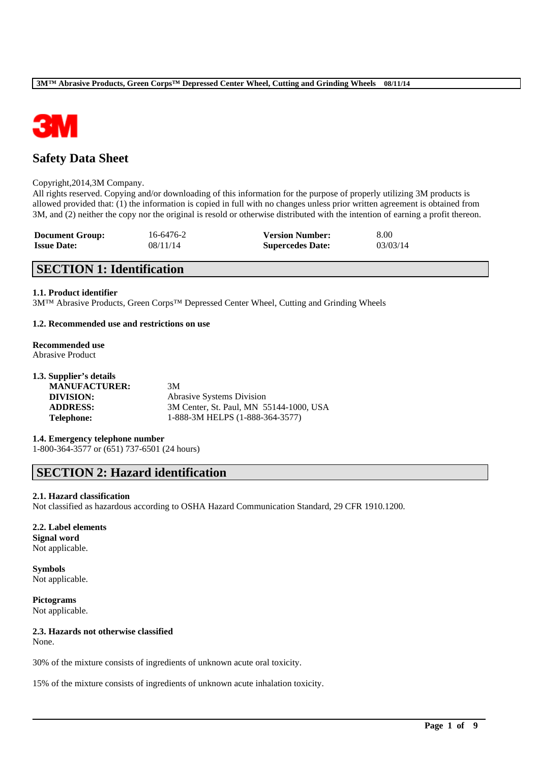# Safety Data Sheet

Copyright,2014,3M Company.
All rights reserved. Copying and/or downloading of this information for the purpose of properly utilizing 3M products is allowed provided that: (1) the information is copied in full with no changes unless prior written agreement is obtained from 3M, and (2) neither the copy nor the original is resold or otherwise distributed with the intention of earning a profit thereon.

| **Document Group:** | 16-6476-2 | **Version Number:** | 8.00 |
|---|---|---|---|
| **Issue Date:** | 08/11/14 | **Supercedes Date:** | 03/03/14 |

## SECTION 1: Identification

**1.1. Product identifier**
3M™ Abrasive Products, Green Corps™ Depressed Center Wheel, Cutting and Grinding Wheels

**1.2. Recommended use and restrictions on use**

**Recommended use**
Abrasive Product

**1.3. Supplier's details**

| | |
|---|---|
| **MANUFACTURER:** | 3M |
| **DIVISION:** | Abrasive Systems Division |
| **ADDRESS:** | 3M Center, St. Paul, MN 55144-1000, USA |
| **Telephone:** | 1-888-3M HELPS (1-888-364-3577) |

**1.4. Emergency telephone number**
1-800-364-3577 or (651) 737-6501 (24 hours)

## SECTION 2: Hazard identification

**2.1. Hazard classification**
Not classified as hazardous according to OSHA Hazard Communication Standard, 29 CFR 1910.1200.

**2.2. Label elements**
**Signal word**
Not applicable.

**Symbols**
Not applicable.

**Pictograms**
Not applicable.

**2.3. Hazards not otherwise classified**
None.

30% of the mixture consists of ingredients of unknown acute oral toxicity.

15% of the mixture consists of ingredients of unknown acute inhalation toxicity.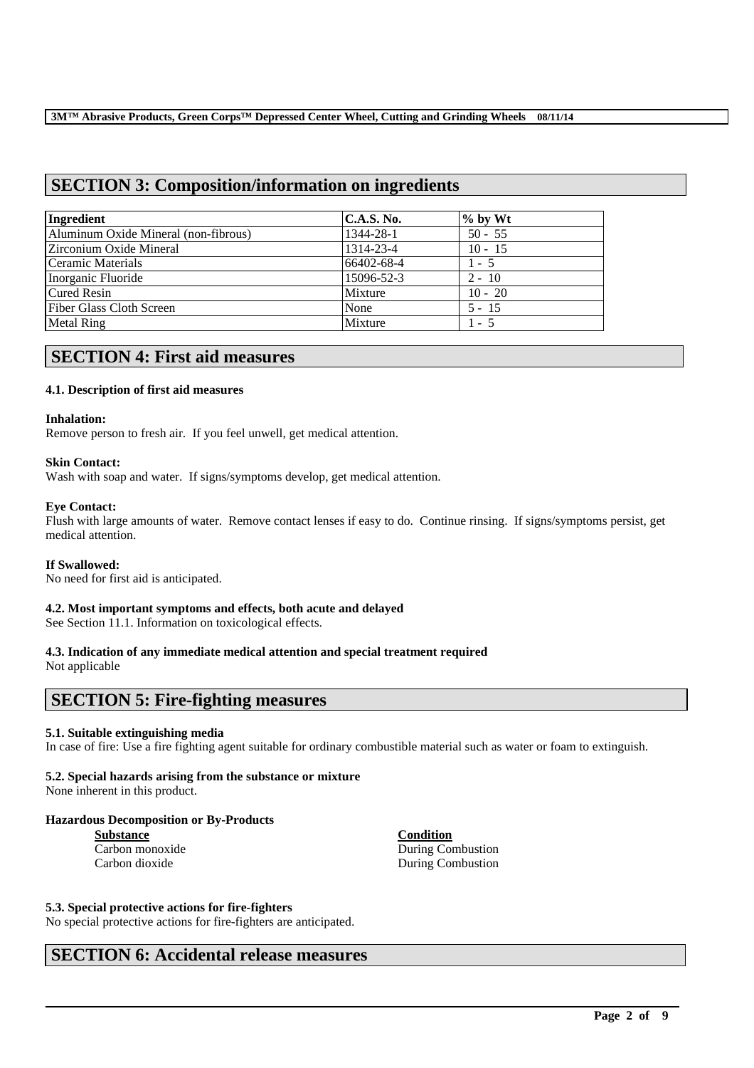## SECTION 3: Composition/information on ingredients

| Ingredient | C.A.S. No. | % by Wt |
|---|---|---|
| Aluminum Oxide Mineral (non-fibrous) | 1344-28-1 | 50 - 55 |
| Zirconium Oxide Mineral | 1314-23-4 | 10 - 15 |
| Ceramic Materials | 66402-68-4 | 1 - 5 |
| Inorganic Fluoride | 15096-52-3 | 2 - 10 |
| Cured Resin | Mixture | 10 - 20 |
| Fiber Glass Cloth Screen | None | 5 - 15 |
| Metal Ring | Mixture | 1 - 5 |

## SECTION 4: First aid measures

### 4.1. Description of first aid measures

**Inhalation:**
Remove person to fresh air. If you feel unwell, get medical attention.

**Skin Contact:**
Wash with soap and water. If signs/symptoms develop, get medical attention.

**Eye Contact:**
Flush with large amounts of water. Remove contact lenses if easy to do. Continue rinsing. If signs/symptoms persist, get medical attention.

**If Swallowed:**
No need for first aid is anticipated.

### 4.2. Most important symptoms and effects, both acute and delayed

See Section 11.1. Information on toxicological effects.

### 4.3. Indication of any immediate medical attention and special treatment required

Not applicable

## SECTION 5: Fire-fighting measures

### 5.1. Suitable extinguishing media

In case of fire: Use a fire fighting agent suitable for ordinary combustible material such as water or foam to extinguish.

### 5.2. Special hazards arising from the substance or mixture

None inherent in this product.

**Hazardous Decomposition or By-Products**

| Substance | Condition |
|---|---|
| Carbon monoxide | During Combustion |
| Carbon dioxide | During Combustion |

### 5.3. Special protective actions for fire-fighters

No special protective actions for fire-fighters are anticipated.

## SECTION 6: Accidental release measures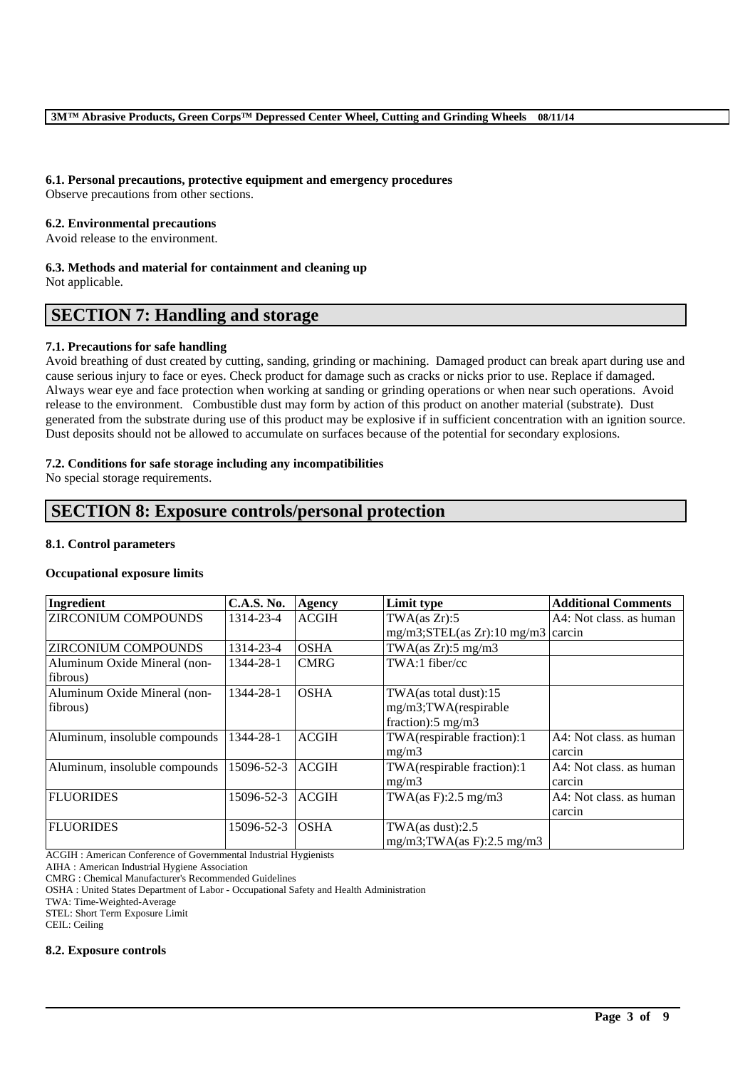**6.1. Personal precautions, protective equipment and emergency procedures**
Observe precautions from other sections.

**6.2. Environmental precautions**
Avoid release to the environment.

**6.3. Methods and material for containment and cleaning up**
Not applicable.

# SECTION 7: Handling and storage

**7.1. Precautions for safe handling**
Avoid breathing of dust created by cutting, sanding, grinding or machining. Damaged product can break apart during use and cause serious injury to face or eyes. Check product for damage such as cracks or nicks prior to use. Replace if damaged. Always wear eye and face protection when working at sanding or grinding operations or when near such operations. Avoid release to the environment. Combustible dust may form by action of this product on another material (substrate). Dust generated from the substrate during use of this product may be explosive if in sufficient concentration with an ignition source. Dust deposits should not be allowed to accumulate on surfaces because of the potential for secondary explosions.

**7.2. Conditions for safe storage including any incompatibilities**
No special storage requirements.

# SECTION 8: Exposure controls/personal protection

**8.1. Control parameters**

**Occupational exposure limits**

| Ingredient | C.A.S. No. | Agency | Limit type | Additional Comments |
|---|---|---|---|---|
| ZIRCONIUM COMPOUNDS | 1314-23-4 | ACGIH | TWA(as Zr):5 mg/m3;STEL(as Zr):10 mg/m3 | A4: Not class. as human carcin |
| ZIRCONIUM COMPOUNDS | 1314-23-4 | OSHA | TWA(as Zr):5 mg/m3 | |
| Aluminum Oxide Mineral (non-fibrous) | 1344-28-1 | CMRG | TWA:1 fiber/cc | |
| Aluminum Oxide Mineral (non-fibrous) | 1344-28-1 | OSHA | TWA(as total dust):15 mg/m3;TWA(respirable fraction):5 mg/m3 | |
| Aluminum, insoluble compounds | 1344-28-1 | ACGIH | TWA(respirable fraction):1 mg/m3 | A4: Not class. as human carcin |
| Aluminum, insoluble compounds | 15096-52-3 | ACGIH | TWA(respirable fraction):1 mg/m3 | A4: Not class. as human carcin |
| FLUORIDES | 15096-52-3 | ACGIH | TWA(as F):2.5 mg/m3 | A4: Not class. as human carcin |
| FLUORIDES | 15096-52-3 | OSHA | TWA(as dust):2.5 mg/m3;TWA(as F):2.5 mg/m3 | |

ACGIH : American Conference of Governmental Industrial Hygienists
AIHA : American Industrial Hygiene Association
CMRG : Chemical Manufacturer's Recommended Guidelines
OSHA : United States Department of Labor - Occupational Safety and Health Administration
TWA: Time-Weighted-Average
STEL: Short Term Exposure Limit
CEIL: Ceiling

**8.2. Exposure controls**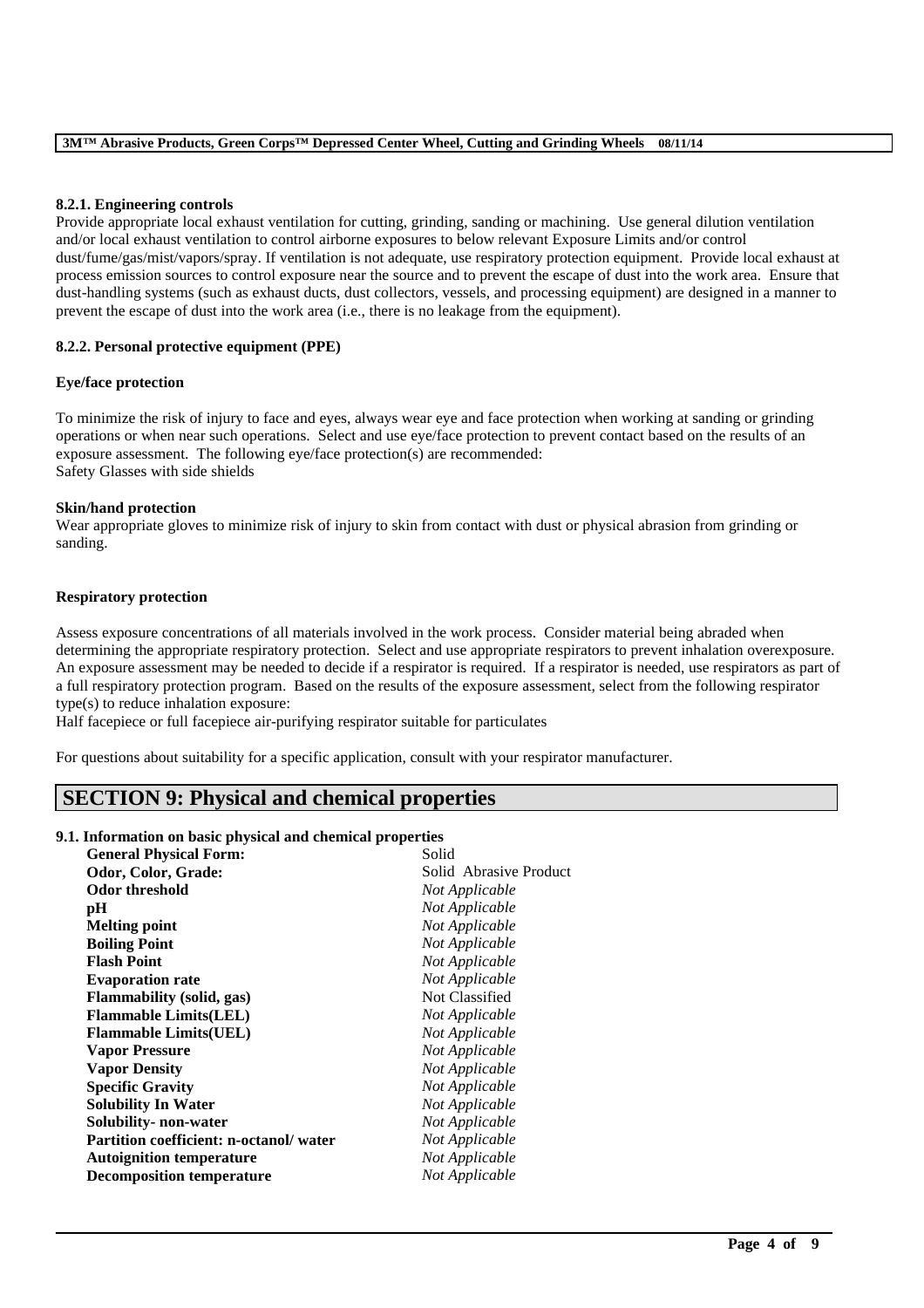#### 8.2.1. Engineering controls

Provide appropriate local exhaust ventilation for cutting, grinding, sanding or machining. Use general dilution ventilation and/or local exhaust ventilation to control airborne exposures to below relevant Exposure Limits and/or control dust/fume/gas/mist/vapors/spray. If ventilation is not adequate, use respiratory protection equipment. Provide local exhaust at process emission sources to control exposure near the source and to prevent the escape of dust into the work area. Ensure that dust-handling systems (such as exhaust ducts, dust collectors, vessels, and processing equipment) are designed in a manner to prevent the escape of dust into the work area (i.e., there is no leakage from the equipment).

#### 8.2.2. Personal protective equipment (PPE)

**Eye/face protection**

To minimize the risk of injury to face and eyes, always wear eye and face protection when working at sanding or grinding operations or when near such operations. Select and use eye/face protection to prevent contact based on the results of an exposure assessment. The following eye/face protection(s) are recommended:
Safety Glasses with side shields

**Skin/hand protection**

Wear appropriate gloves to minimize risk of injury to skin from contact with dust or physical abrasion from grinding or sanding.

**Respiratory protection**

Assess exposure concentrations of all materials involved in the work process. Consider material being abraded when determining the appropriate respiratory protection. Select and use appropriate respirators to prevent inhalation overexposure. An exposure assessment may be needed to decide if a respirator is required. If a respirator is needed, use respirators as part of a full respiratory protection program. Based on the results of the exposure assessment, select from the following respirator type(s) to reduce inhalation exposure:
Half facepiece or full facepiece air-purifying respirator suitable for particulates

For questions about suitability for a specific application, consult with your respirator manufacturer.

## SECTION 9: Physical and chemical properties

#### 9.1. Information on basic physical and chemical properties

| Property | Value |
|---|---|
| **General Physical Form:** | Solid |
| **Odor, Color, Grade:** | Solid Abrasive Product |
| **Odor threshold** | *Not Applicable* |
| **pH** | *Not Applicable* |
| **Melting point** | *Not Applicable* |
| **Boiling Point** | *Not Applicable* |
| **Flash Point** | *Not Applicable* |
| **Evaporation rate** | *Not Applicable* |
| **Flammability (solid, gas)** | Not Classified |
| **Flammable Limits(LEL)** | *Not Applicable* |
| **Flammable Limits(UEL)** | *Not Applicable* |
| **Vapor Pressure** | *Not Applicable* |
| **Vapor Density** | *Not Applicable* |
| **Specific Gravity** | *Not Applicable* |
| **Solubility In Water** | *Not Applicable* |
| **Solubility- non-water** | *Not Applicable* |
| **Partition coefficient: n-octanol/ water** | *Not Applicable* |
| **Autoignition temperature** | *Not Applicable* |
| **Decomposition temperature** | *Not Applicable* |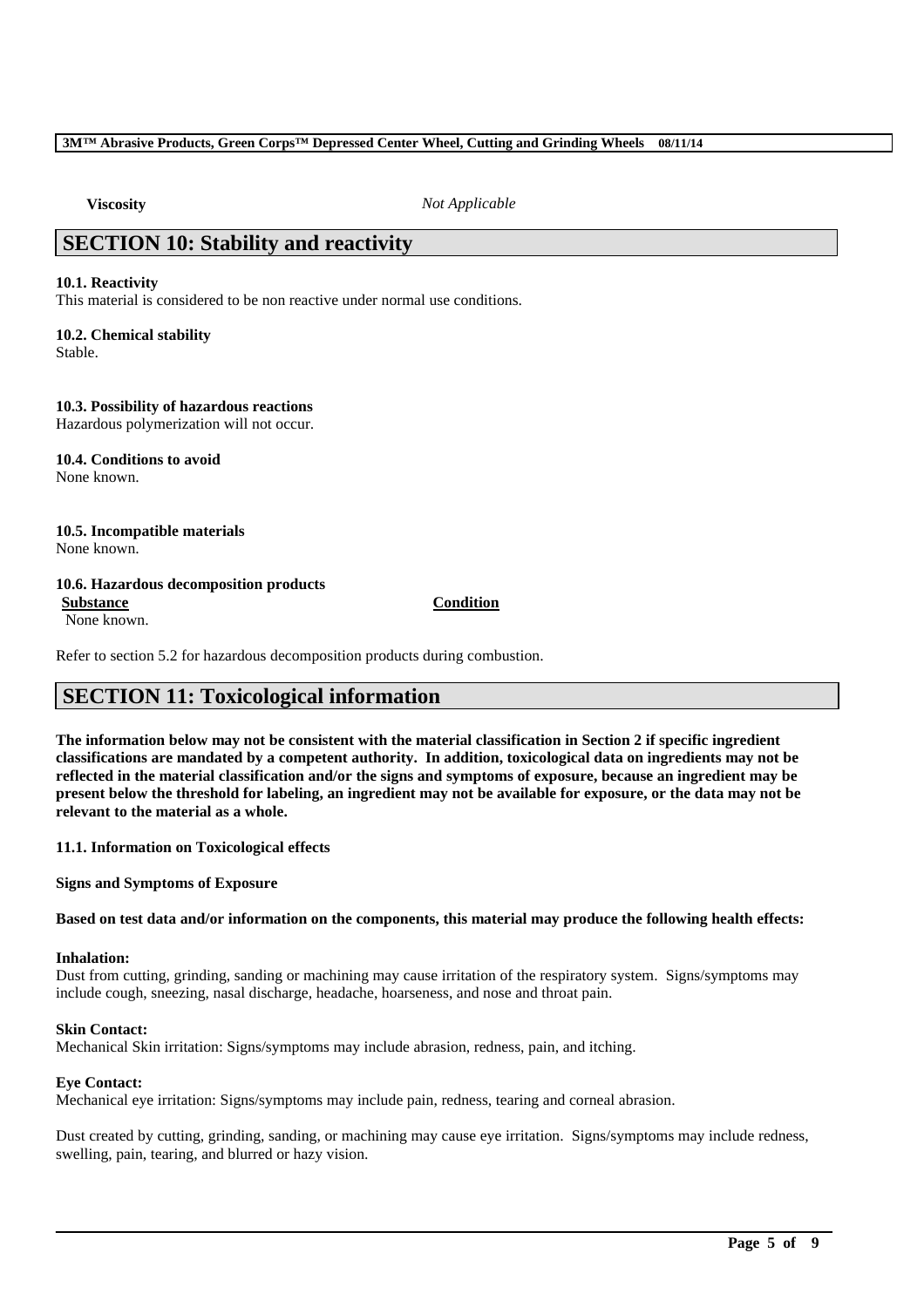**Viscosity** *Not Applicable*

## SECTION 10: Stability and reactivity

**10.1. Reactivity**

This material is considered to be non reactive under normal use conditions.

**10.2. Chemical stability**

Stable.

**10.3. Possibility of hazardous reactions**

Hazardous polymerization will not occur.

**10.4. Conditions to avoid**

None known.

**10.5. Incompatible materials**

None known.

**10.6. Hazardous decomposition products**

| Substance | Condition |
| --- | --- |
| None known. | |

Refer to section 5.2 for hazardous decomposition products during combustion.

## SECTION 11: Toxicological information

**The information below may not be consistent with the material classification in Section 2 if specific ingredient classifications are mandated by a competent authority. In addition, toxicological data on ingredients may not be reflected in the material classification and/or the signs and symptoms of exposure, because an ingredient may be present below the threshold for labeling, an ingredient may not be available for exposure, or the data may not be relevant to the material as a whole.**

**11.1. Information on Toxicological effects**

**Signs and Symptoms of Exposure**

**Based on test data and/or information on the components, this material may produce the following health effects:**

**Inhalation:**

Dust from cutting, grinding, sanding or machining may cause irritation of the respiratory system. Signs/symptoms may include cough, sneezing, nasal discharge, headache, hoarseness, and nose and throat pain.

**Skin Contact:**

Mechanical Skin irritation: Signs/symptoms may include abrasion, redness, pain, and itching.

**Eye Contact:**

Mechanical eye irritation: Signs/symptoms may include pain, redness, tearing and corneal abrasion.

Dust created by cutting, grinding, sanding, or machining may cause eye irritation. Signs/symptoms may include redness, swelling, pain, tearing, and blurred or hazy vision.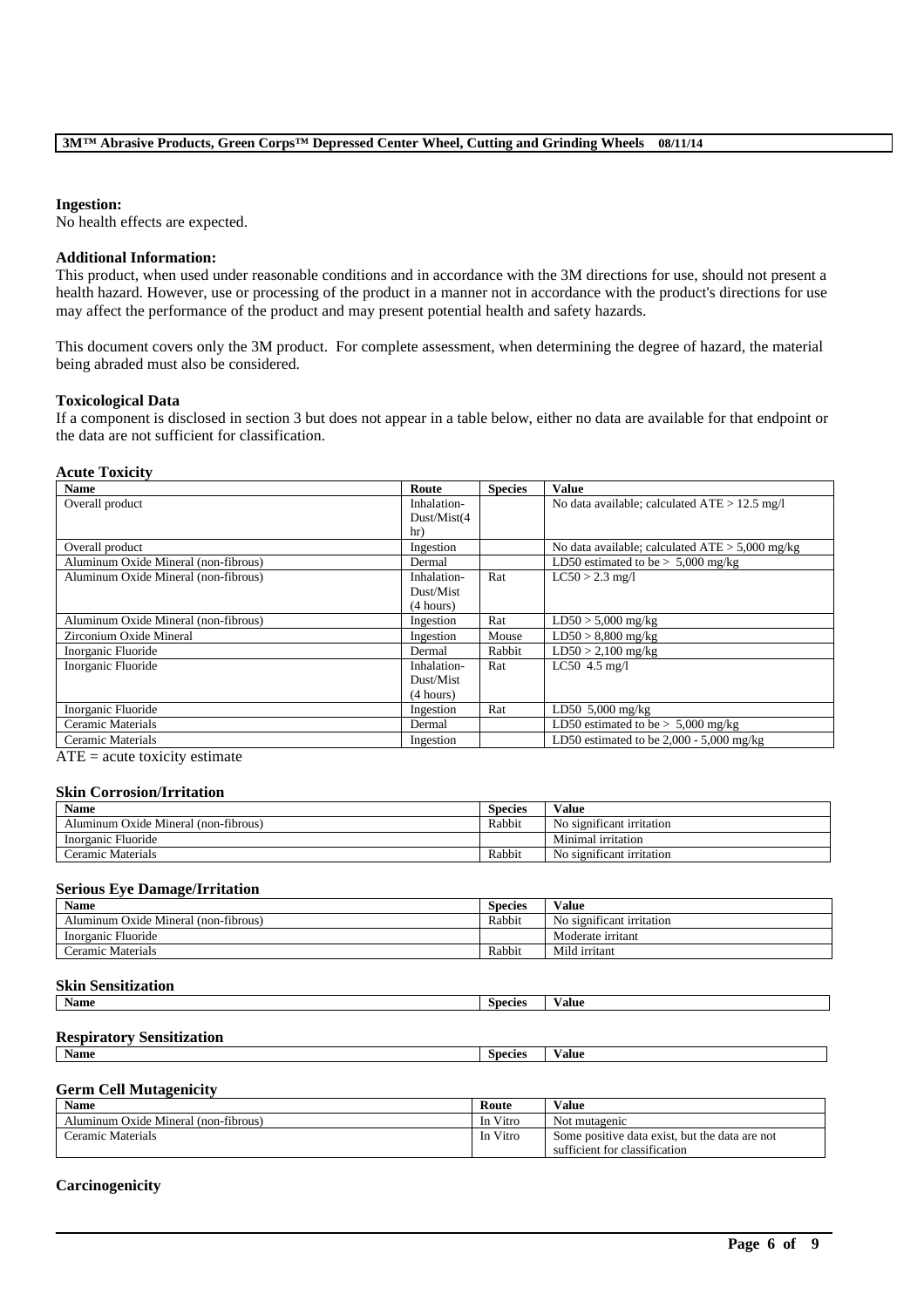**Ingestion:**
No health effects are expected.

**Additional Information:**
This product, when used under reasonable conditions and in accordance with the 3M directions for use, should not present a health hazard. However, use or processing of the product in a manner not in accordance with the product's directions for use may affect the performance of the product and may present potential health and safety hazards.

This document covers only the 3M product. For complete assessment, when determining the degree of hazard, the material being abraded must also be considered.

**Toxicological Data**
If a component is disclosed in section 3 but does not appear in a table below, either no data are available for that endpoint or the data are not sufficient for classification.

**Acute Toxicity**

| Name | Route | Species | Value |
|---|---|---|---|
| Overall product | Inhalation-Dust/Mist(4 hr) | | No data available; calculated ATE > 12.5 mg/l |
| Overall product | Ingestion | | No data available; calculated ATE > 5,000 mg/kg |
| Aluminum Oxide Mineral (non-fibrous) | Dermal | | LD50 estimated to be > 5,000 mg/kg |
| Aluminum Oxide Mineral (non-fibrous) | Inhalation-Dust/Mist (4 hours) | Rat | LC50 > 2.3 mg/l |
| Aluminum Oxide Mineral (non-fibrous) | Ingestion | Rat | LD50 > 5,000 mg/kg |
| Zirconium Oxide Mineral | Ingestion | Mouse | LD50 > 8,800 mg/kg |
| Inorganic Fluoride | Dermal | Rabbit | LD50 > 2,100 mg/kg |
| Inorganic Fluoride | Inhalation-Dust/Mist (4 hours) | Rat | LC50 4.5 mg/l |
| Inorganic Fluoride | Ingestion | Rat | LD50 5,000 mg/kg |
| Ceramic Materials | Dermal | | LD50 estimated to be > 5,000 mg/kg |
| Ceramic Materials | Ingestion | | LD50 estimated to be 2,000 - 5,000 mg/kg |

ATE = acute toxicity estimate

**Skin Corrosion/Irritation**

| Name | Species | Value |
|---|---|---|
| Aluminum Oxide Mineral (non-fibrous) | Rabbit | No significant irritation |
| Inorganic Fluoride | | Minimal irritation |
| Ceramic Materials | Rabbit | No significant irritation |

**Serious Eye Damage/Irritation**

| Name | Species | Value |
|---|---|---|
| Aluminum Oxide Mineral (non-fibrous) | Rabbit | No significant irritation |
| Inorganic Fluoride | | Moderate irritant |
| Ceramic Materials | Rabbit | Mild irritant |

**Skin Sensitization**

| Name | Species | Value |
|---|---|---|

**Respiratory Sensitization**

| Name | Species | Value |
|---|---|---|

**Germ Cell Mutagenicity**

| Name | Route | Value |
|---|---|---|
| Aluminum Oxide Mineral (non-fibrous) | In Vitro | Not mutagenic |
| Ceramic Materials | In Vitro | Some positive data exist, but the data are not sufficient for classification |

**Carcinogenicity**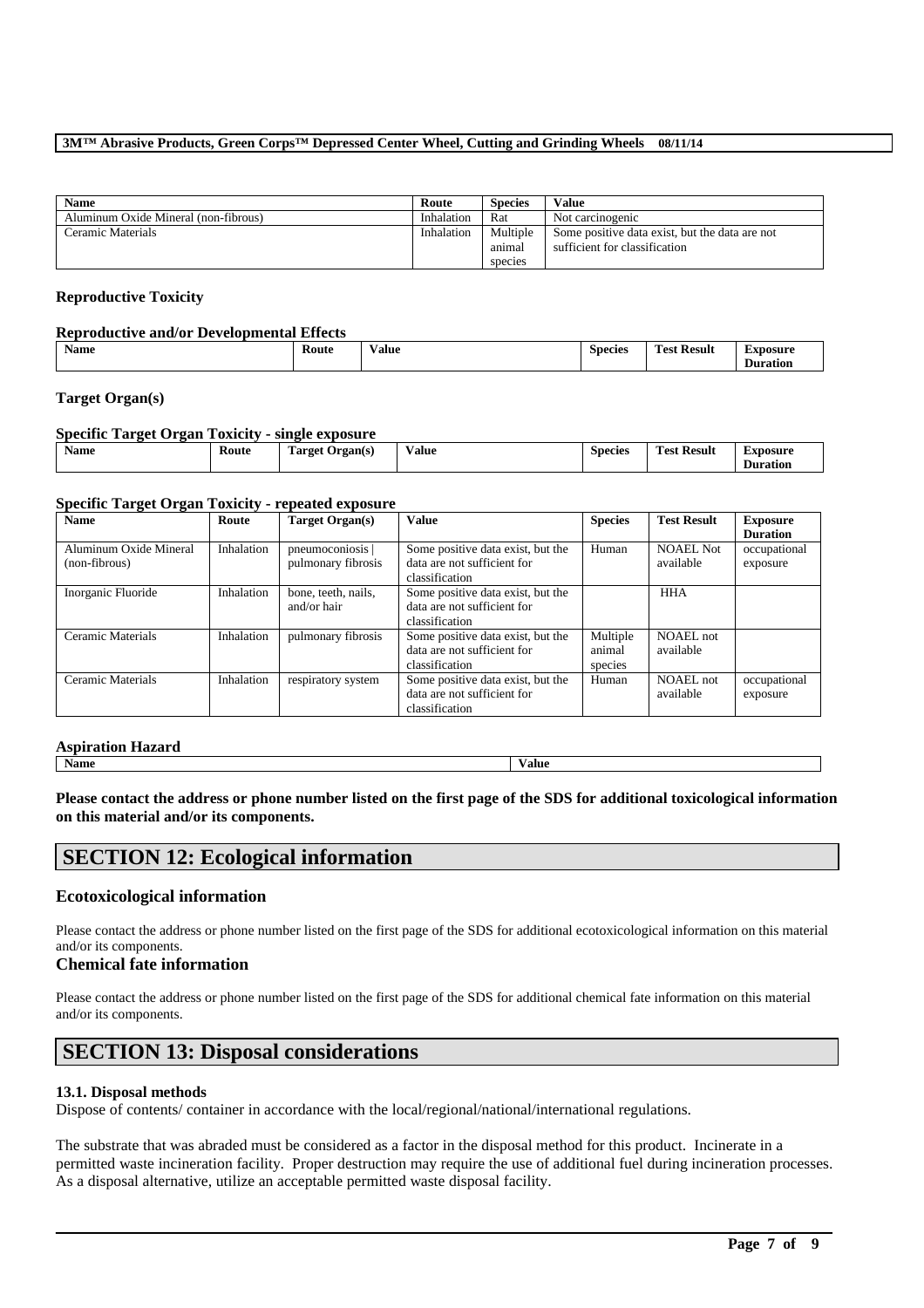| Name | Route | Species | Value |
| --- | --- | --- | --- |
| Aluminum Oxide Mineral (non-fibrous) | Inhalation | Rat | Not carcinogenic |
| Ceramic Materials | Inhalation | Multiple animal species | Some positive data exist, but the data are not sufficient for classification |

### Reproductive Toxicity

#### Reproductive and/or Developmental Effects

| Name | Route | Value | Species | Test Result | Exposure Duration |
| --- | --- | --- | --- | --- | --- |

### Target Organ(s)

#### Specific Target Organ Toxicity - single exposure

| Name | Route | Target Organ(s) | Value | Species | Test Result | Exposure Duration |
| --- | --- | --- | --- | --- | --- | --- |

#### Specific Target Organ Toxicity - repeated exposure

| Name | Route | Target Organ(s) | Value | Species | Test Result | Exposure Duration |
| --- | --- | --- | --- | --- | --- | --- |
| Aluminum Oxide Mineral (non-fibrous) | Inhalation | pneumoconiosis \| pulmonary fibrosis | Some positive data exist, but the data are not sufficient for classification | Human | NOAEL Not available | occupational exposure |
| Inorganic Fluoride | Inhalation | bone, teeth, nails, and/or hair | Some positive data exist, but the data are not sufficient for classification | | HHA | |
| Ceramic Materials | Inhalation | pulmonary fibrosis | Some positive data exist, but the data are not sufficient for classification | Multiple animal species | NOAEL not available | |
| Ceramic Materials | Inhalation | respiratory system | Some positive data exist, but the data are not sufficient for classification | Human | NOAEL not available | occupational exposure |

#### Aspiration Hazard

| Name | Value |
| --- | --- |

**Please contact the address or phone number listed on the first page of the SDS for additional toxicological information on this material and/or its components.**

## SECTION 12: Ecological information

### Ecotoxicological information

Please contact the address or phone number listed on the first page of the SDS for additional ecotoxicological information on this material and/or its components.

### Chemical fate information

Please contact the address or phone number listed on the first page of the SDS for additional chemical fate information on this material and/or its components.

## SECTION 13: Disposal considerations

#### 13.1. Disposal methods

Dispose of contents/ container in accordance with the local/regional/national/international regulations.

The substrate that was abraded must be considered as a factor in the disposal method for this product. Incinerate in a permitted waste incineration facility. Proper destruction may require the use of additional fuel during incineration processes. As a disposal alternative, utilize an acceptable permitted waste disposal facility.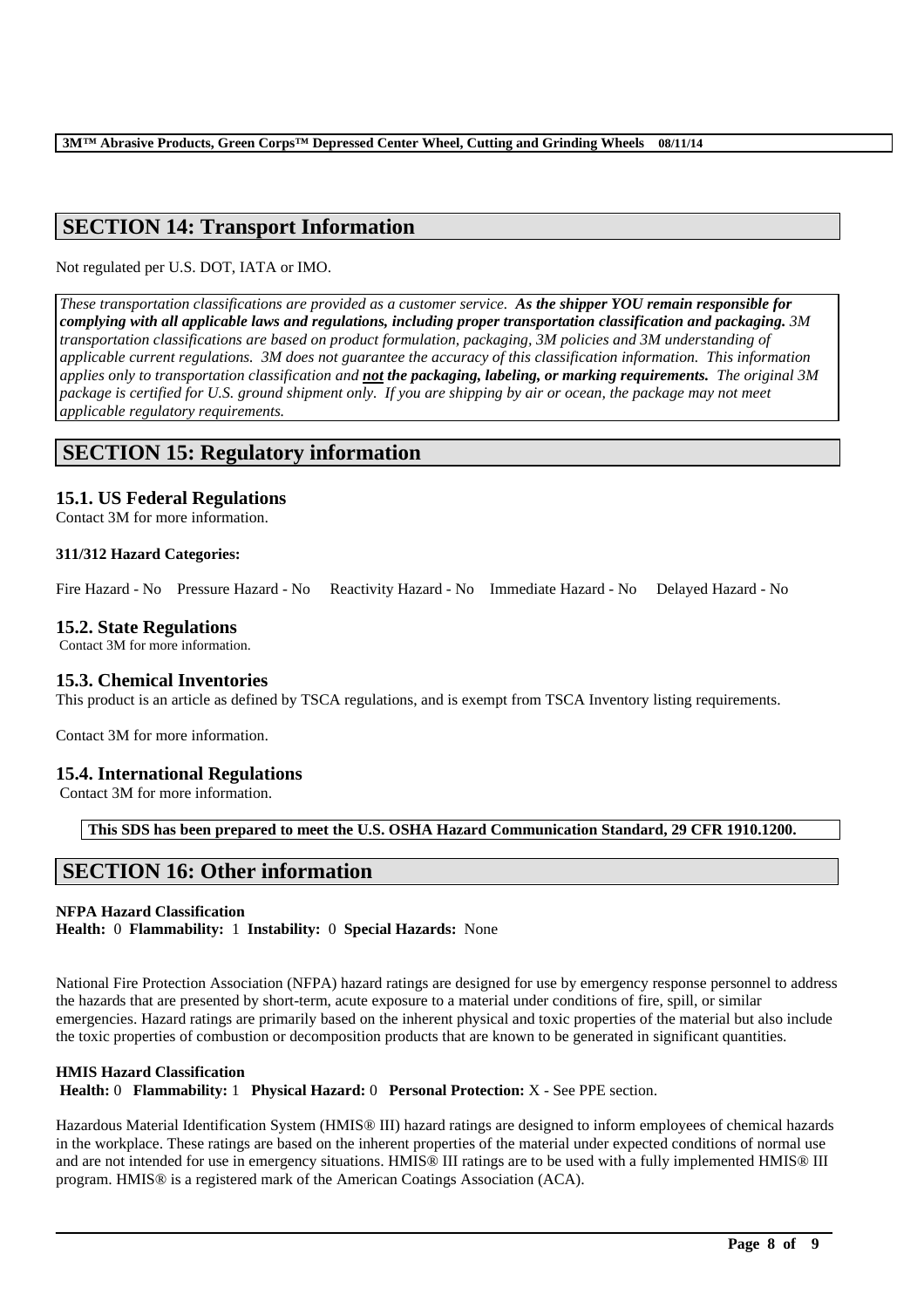## SECTION 14: Transport Information

Not regulated per U.S. DOT, IATA or IMO.

*These transportation classifications are provided as a customer service.* ***As the shipper YOU remain responsible for complying with all applicable laws and regulations, including proper transportation classification and packaging.*** *3M transportation classifications are based on product formulation, packaging, 3M policies and 3M understanding of applicable current regulations. 3M does not guarantee the accuracy of this classification information. This information applies only to transportation classification and* ***not the packaging, labeling, or marking requirements.*** *The original 3M package is certified for U.S. ground shipment only. If you are shipping by air or ocean, the package may not meet applicable regulatory requirements.*

## SECTION 15: Regulatory information

### 15.1. US Federal Regulations

Contact 3M for more information.

**311/312 Hazard Categories:**

Fire Hazard - No    Pressure Hazard - No    Reactivity Hazard - No    Immediate Hazard - No    Delayed Hazard - No

### 15.2. State Regulations

Contact 3M for more information.

### 15.3. Chemical Inventories

This product is an article as defined by TSCA regulations, and is exempt from TSCA Inventory listing requirements.

Contact 3M for more information.

### 15.4. International Regulations

Contact 3M for more information.

**This SDS has been prepared to meet the U.S. OSHA Hazard Communication Standard, 29 CFR 1910.1200.**

## SECTION 16: Other information

**NFPA Hazard Classification**
**Health:** 0 **Flammability:** 1 **Instability:** 0 **Special Hazards:** None

National Fire Protection Association (NFPA) hazard ratings are designed for use by emergency response personnel to address the hazards that are presented by short-term, acute exposure to a material under conditions of fire, spill, or similar emergencies. Hazard ratings are primarily based on the inherent physical and toxic properties of the material but also include the toxic properties of combustion or decomposition products that are known to be generated in significant quantities.

**HMIS Hazard Classification**
**Health:** 0 **Flammability:** 1 **Physical Hazard:** 0 **Personal Protection:** X - See PPE section.

Hazardous Material Identification System (HMIS® III) hazard ratings are designed to inform employees of chemical hazards in the workplace. These ratings are based on the inherent properties of the material under expected conditions of normal use and are not intended for use in emergency situations. HMIS® III ratings are to be used with a fully implemented HMIS® III program. HMIS® is a registered mark of the American Coatings Association (ACA).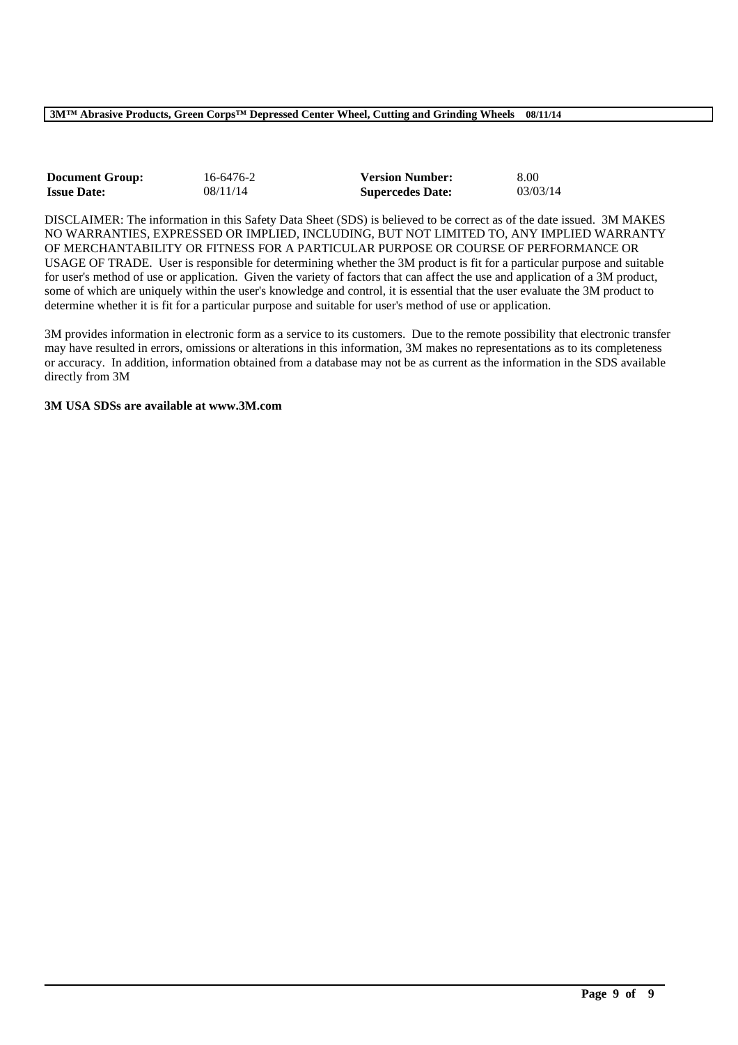| | | | |
|---|---|---|---|
| **Document Group:** | 16-6476-2 | **Version Number:** | 8.00 |
| **Issue Date:** | 08/11/14 | **Supercedes Date:** | 03/03/14 |

DISCLAIMER: The information in this Safety Data Sheet (SDS) is believed to be correct as of the date issued. 3M MAKES NO WARRANTIES, EXPRESSED OR IMPLIED, INCLUDING, BUT NOT LIMITED TO, ANY IMPLIED WARRANTY OF MERCHANTABILITY OR FITNESS FOR A PARTICULAR PURPOSE OR COURSE OF PERFORMANCE OR USAGE OF TRADE. User is responsible for determining whether the 3M product is fit for a particular purpose and suitable for user's method of use or application. Given the variety of factors that can affect the use and application of a 3M product, some of which are uniquely within the user's knowledge and control, it is essential that the user evaluate the 3M product to determine whether it is fit for a particular purpose and suitable for user's method of use or application.

3M provides information in electronic form as a service to its customers. Due to the remote possibility that electronic transfer may have resulted in errors, omissions or alterations in this information, 3M makes no representations as to its completeness or accuracy. In addition, information obtained from a database may not be as current as the information in the SDS available directly from 3M

**3M USA SDSs are available at www.3M.com**